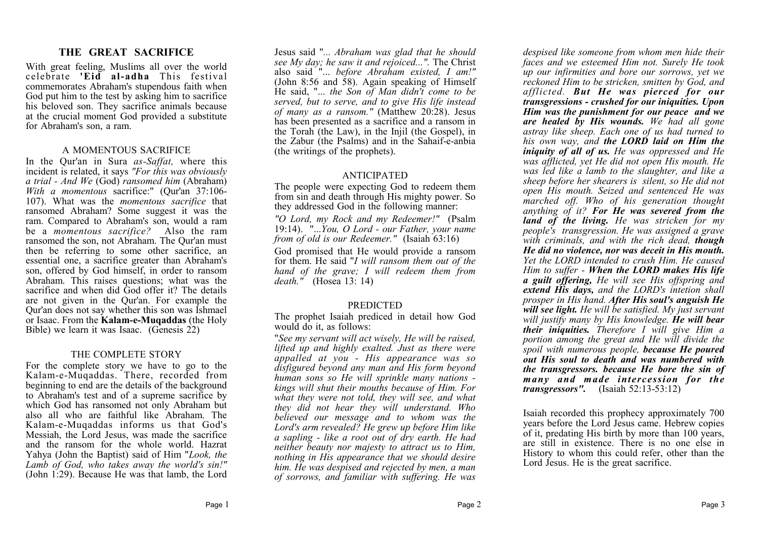# THE GREAT SACRIFICE

With great feeling, Muslims all over the world celebrate **'Eid al-adha** This festival commemorates Abraham's stupendous faith when God put him to the test by asking him to sacrifice his beloved son. They sacrifice animals because at the crucial moment God provided a substitute for Abraham's son, a ram.

## A MOMENTOUS SACRIFICE

In the Qur'an in Sura *as-Saffat,* where this incident is related, it says *"For this was obviously a trial - And We* (God) *ransomed him* (Abraham) *With a momentous* sacrifice:" (Qur'an 37:106-107). What was the *momentous sacrifice* that ransomed Abraham? Some suggest it was the ram. Compared to Abraham's son, would a ram be a *momentous sacrifice?* Also the ram ransomed the son, not Abraham. The Qur'an must then be referring to some other sacrifice, an essential one, a sacrifice greater than Abraham's son, offered by God himself, in order to ransom Abraham. This raises questions; what was the sacrifice and when did God offer it? The details are not given in the Qur'an. For example the Qur'an does not say whether this son was Ishmael or Isaac. From the **Kalam-e-Muqaddas** (the Holy Bible) we learn it was Isaac. (Genesis 22)

## THE COMPLETE STORY

For the complete story we have to go to the Kalam-e-Muqaddas. There, recorded from beginning to end are the details of the background to Abraham's test and of a supreme sacrifice by which God has ransomed not only Abraham but also all who are faithful like Abraham. The Kalam-e-Muqaddas informs us that God's Messiah, the Lord Jesus, was made the sacrifice and the ransom for the whole world. Hazrat Yahya (John the Baptist) said of Him "*Look, the Lamb of God, who takes away the world's sin!"* (John 1:29). Because He was that lamb, the Lord Jesus said "*... Abraham was glad that he should see My day; he saw it and rejoiced...".* The Christ also said "*... before Abraham existed, I am!"* (John 8:56 and 58). Again speaking of Himself He said, "*... the Son of Man didn't come to be served, but to serve, and to give His life instead of many as a ransom."* (Matthew 20:28). Jesus has been presented as a sacrifice and a ransom in the Torah (the Law), in the Injil (the Gospel), in the Zabur (the Psalms) and in the Sahaif-e-anbia (the writings of the prophets).

## ANTICIPATED

The people were expecting God to redeem them from sin and death through His mighty power. So they addressed God in the following manner:

*"O Lord, my Rock and my Redeemer!"* (Psalm 19:14). "*...You, O Lord - our Father, your name from of old is our Redeemer."* (Isaiah 63:16)

God promised that He would provide a ransom for them. He said "*I will ransom them out of the hand of the grave; I will redeem them from death."* (Hosea 13: 14)

## PREDICTED

The prophet Isaiah prediced in detail how God would do it, as follows:

"*See my servant will act wisely, He will be raised, lifted up and highly exalted. Just as there were appalled at you - His appearance was so disfigured beyond any man and His form beyond human sons so He will sprinkle many nations - kings will shut their mouths because of Him. For what they were not told, they will see, and what they did not hear they will understand. Who believed our message and to whom was the Lord's arm revealed? He grew up before Him like a sapling - like a root out of dry earth. He had neither beauty nor majesty to attract us to Him, nothing in His appearance that we should desire him. He was despised and rejected by men, a man of sorrows, and familiar with suffering. He was despised like someone from whom men hide their faces and we esteemed Him not. Surely He took up our infirmities and bore our sorrows, yet we reckoned Him to be stricken, smitten by God, and afflicted. **But He was pierced for our transgressions - crushed for our iniquities. Upon Him was the punishment for our peace and we are healed by His wounds.** We had all gone astray like sheep. Each one of us had turned to his own way, and **the LORD laid on Him the iniquity of all of us.** He was oppressed and He was afflicted, yet He did not open His mouth. He was led like a lamb to the slaughter, and like a sheep before her shearers is silent, so He did not open His mouth. Seized and sentenced He was marched off. Who of his generation thought anything of it? **For He was severed from the land of the living.** He was stricken for my people's transgression. He was assigned a grave with criminals, and with the rich dead, **though He did no violence, nor was deceit in His mouth.** Yet the LORD intended to crush Him. He caused Him to suffer - **When the LORD makes His life a guilt offering,** He will see His offspring and **extend His days,** and the LORD's intetion shall prosper in His hand. **After His soul's anguish He will see light.** He will be satisfied. My just servant will justify many by His knowledge. **He will bear their iniquities.** Therefore I will give Him a portion among the great and He will divide the spoil with numerous people, **because He poured out His soul to death and was numbered with the transgressors. because He bore the sin of many and made intercession for the transgressors".*** (Isaiah 52:13-53:12)

Isaiah recorded this prophecy approximately 700 years before the Lord Jesus came. Hebrew copies of it, predating His birth by more than 100 years, are still in existence. There is no one else in History to whom this could refer, other than the Lord Jesus. He is the great sacrifice.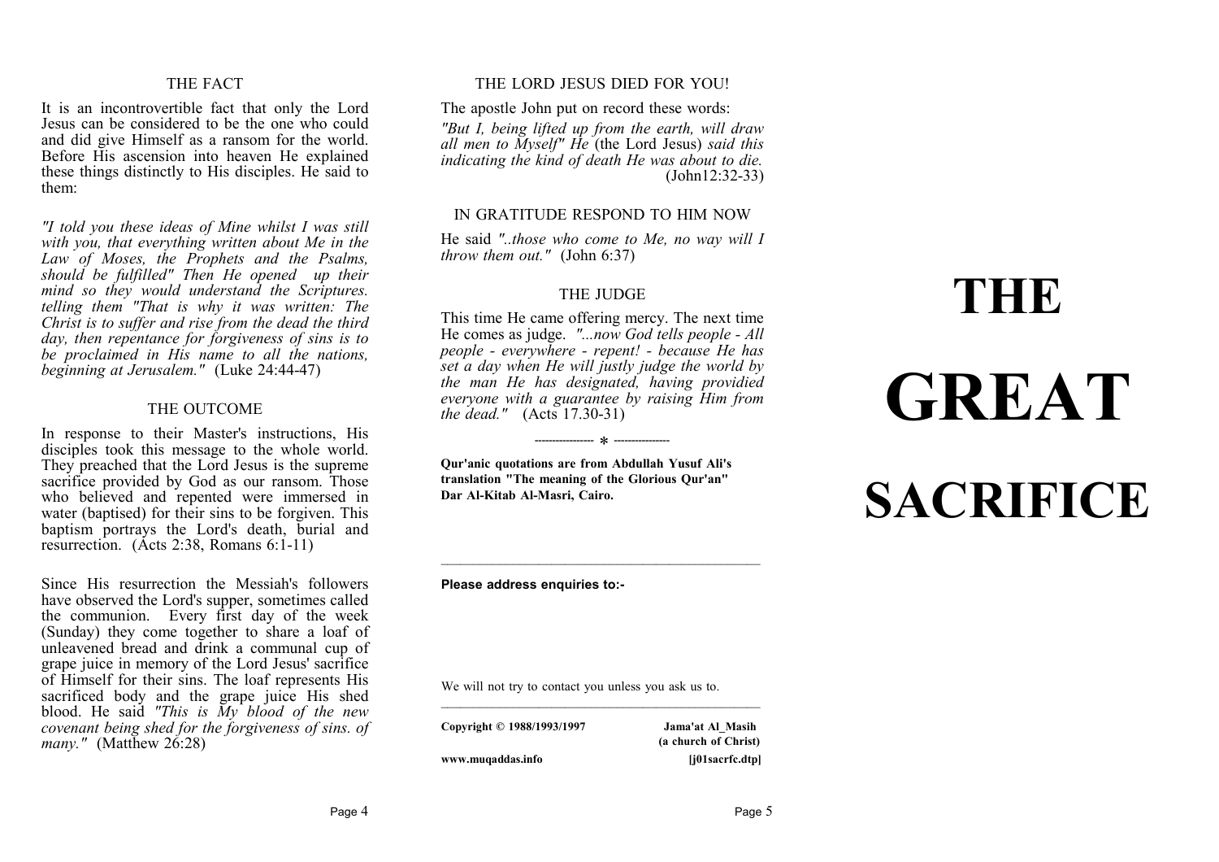## THE FACT

It is an incontrovertible fact that only the Lord Jesus can be considered to be the one who could and did give Himself as a ransom for the world. Before His ascension into heaven He explained these things distinctly to His disciples. He said to them:

*"I told you these ideas of Mine whilst I was still with you, that everything written about Me in the Law of Moses, the Prophets and the Psalms, should be fulfilled" Then He opened up their mind so they would understand the Scriptures. telling them "That is why it was written: The Christ is to suffer and rise from the dead the third day, then repentance for forgiveness of sins is to be proclaimed in His name to all the nations, beginning at Jerusalem."* (Luke 24:44-47)

## THE OUTCOME

In response to their Master's instructions, His disciples took this message to the whole world. They preached that the Lord Jesus is the supreme sacrifice provided by God as our ransom. Those who believed and repented were immersed in water (baptised) for their sins to be forgiven. This baptism portrays the Lord's death, burial and resurrection. (Acts 2:38, Romans 6:1-11)

Since His resurrection the Messiah's followers have observed the Lord's supper, sometimes called the communion. Every first day of the week (Sunday) they come together to share a loaf of unleavened bread and drink a communal cup of grape juice in memory of the Lord Jesus' sacrifice of Himself for their sins. The loaf represents His sacrificed body and the grape juice His shed blood. He said *"This is My blood of the new covenant being shed for the forgiveness of sins. of many."* (Matthew 26:28)

## THE LORD JESUS DIED FOR YOU!

The apostle John put on record these words:

*"But I, being lifted up from the earth, will draw all men to Myself" He* (the Lord Jesus) *said this indicating the kind of death He was about to die.* (John12:32-33)

## IN GRATITUDE RESPOND TO HIM NOW

He said *"..those who come to Me, no way will I throw them out."* (John 6:37)

## THE JUDGE

This time He came offering mercy. The next time He comes as judge. *"...now God tells people - All people - everywhere - repent! - because He has set a day when He will justly judge the world by the man He has designated, having providied everyone with a guarantee by raising Him from the dead."* (Acts 17.30-31)

---------------- * ---------------

**Qur'anic quotations are from Abdullah Yusuf Ali's translation "The meaning of the Glorious Qur'an" Dar Al-Kitab Al-Masri, Cairo.**

---

**Please address enquiries to:-**

We will not try to contact you unless you ask us to.

---

**Copyright © 1988/1993/1997** **Jama'at Al_Masih (a church of Christ)**

**www.muqaddas.info** **[j01sacrfc.dtp]**

# THE GREAT SACRIFICE